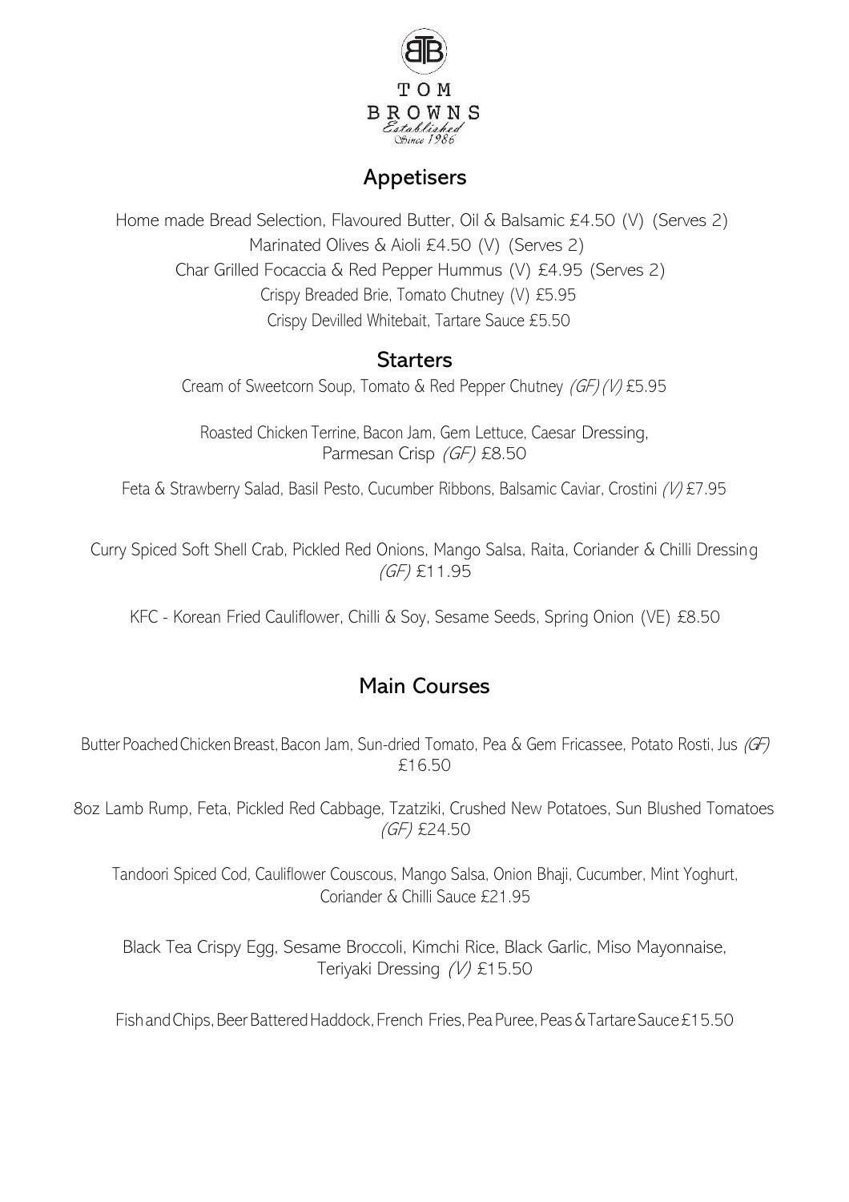TOM BROWNS

*Established Since 1986*

## Appetisers

Home made Bread Selection, Flavoured Butter, Oil & Balsamic £4.50 (V) (Serves 2)

Marinated Olives & Aioli £4.50 (V) (Serves 2)

Char Grilled Focaccia & Red Pepper Hummus (V) £4.95 (Serves 2)

Crispy Breaded Brie, Tomato Chutney (V) £5.95

Crispy Devilled Whitebait, Tartare Sauce £5.50

## Starters

Cream of Sweetcorn Soup, Tomato & Red Pepper Chutney *(GF) (V)* £5.95

Roasted Chicken Terrine, Bacon Jam, Gem Lettuce, Caesar Dressing, Parmesan Crisp *(GF)* £8.50

Feta & Strawberry Salad, Basil Pesto, Cucumber Ribbons, Balsamic Caviar, Crostini *(V)* £7.95

Curry Spiced Soft Shell Crab, Pickled Red Onions, Mango Salsa, Raita, Coriander & Chilli Dressing *(GF)* £11.95

KFC - Korean Fried Cauliflower, Chilli & Soy, Sesame Seeds, Spring Onion (VE) £8.50

## Main Courses

Butter Poached Chicken Breast, Bacon Jam, Sun-dried Tomato, Pea & Gem Fricassee, Potato Rosti, Jus *(GF)* £16.50

8oz Lamb Rump, Feta, Pickled Red Cabbage, Tzatziki, Crushed New Potatoes, Sun Blushed Tomatoes *(GF)* £24.50

Tandoori Spiced Cod, Cauliflower Couscous, Mango Salsa, Onion Bhaji, Cucumber, Mint Yoghurt, Coriander & Chilli Sauce £21.95

Black Tea Crispy Egg, Sesame Broccoli, Kimchi Rice, Black Garlic, Miso Mayonnaise, Teriyaki Dressing *(V)* £15.50

Fish and Chips, Beer Battered Haddock, French Fries, Pea Puree, Peas & Tartare Sauce £15.50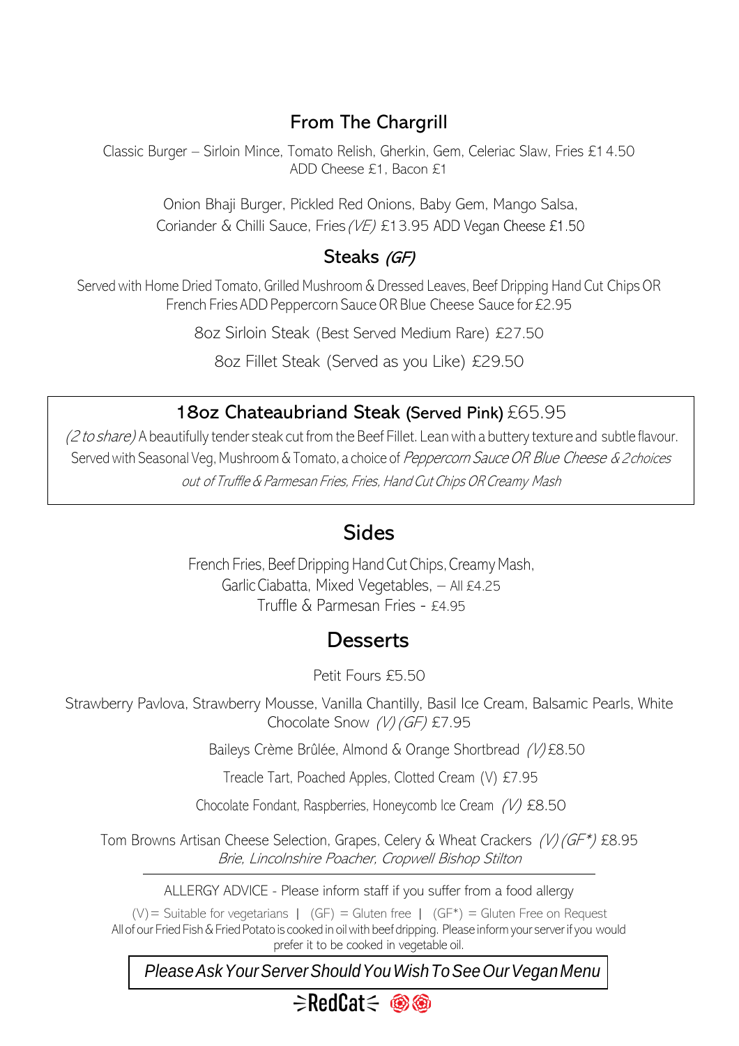## From The Chargrill

Classic Burger – Sirloin Mince, Tomato Relish, Gherkin, Gem, Celeriac Slaw, Fries £14.50
ADD Cheese £1, Bacon £1

Onion Bhaji Burger, Pickled Red Onions, Baby Gem, Mango Salsa,
Coriander & Chilli Sauce, Fries *(VE)* £13.95 ADD Vegan Cheese £1.50

## Steaks *(GF)*

Served with Home Dried Tomato, Grilled Mushroom & Dressed Leaves, Beef Dripping Hand Cut Chips OR French Fries ADD Peppercorn Sauce OR Blue Cheese Sauce for £2.95

8oz Sirloin Steak (Best Served Medium Rare) £27.50

8oz Fillet Steak (Served as you Like) £29.50

### 18oz Chateaubriand Steak (Served Pink) £65.95

*(2 to share)* A beautifully tender steak cut from the Beef Fillet. Lean with a buttery texture and subtle flavour. Served with Seasonal Veg, Mushroom & Tomato, a choice of *Peppercorn Sauce OR Blue Cheese & 2 choices out of Truffle & Parmesan Fries, Fries, Hand Cut Chips OR Creamy Mash*

## Sides

French Fries, Beef Dripping Hand Cut Chips, Creamy Mash,
Garlic Ciabatta, Mixed Vegetables, – All £4.25
Truffle & Parmesan Fries - £4.95

## Desserts

Petit Fours £5.50

Strawberry Pavlova, Strawberry Mousse, Vanilla Chantilly, Basil Ice Cream, Balsamic Pearls, White Chocolate Snow *(V) (GF)* £7.95

Baileys Crème Brûlée, Almond & Orange Shortbread *(V)* £8.50

Treacle Tart, Poached Apples, Clotted Cream (V) £7.95

Chocolate Fondant, Raspberries, Honeycomb Ice Cream *(V)* £8.50

Tom Browns Artisan Cheese Selection, Grapes, Celery & Wheat Crackers *(V) (GF*)* £8.95
*Brie, Lincolnshire Poacher, Cropwell Bishop Stilton*

---

ALLERGY ADVICE - Please inform staff if you suffer from a food allergy

(V) = Suitable for vegetarians | (GF) = Gluten free | (GF*) = Gluten Free on Request
All of our Fried Fish & Fried Potato is cooked in oil with beef dripping. Please inform your server if you would prefer it to be cooked in vegetable oil.

***Please Ask Your Server Should You Wish To See Our Vegan Menu***

RedCat